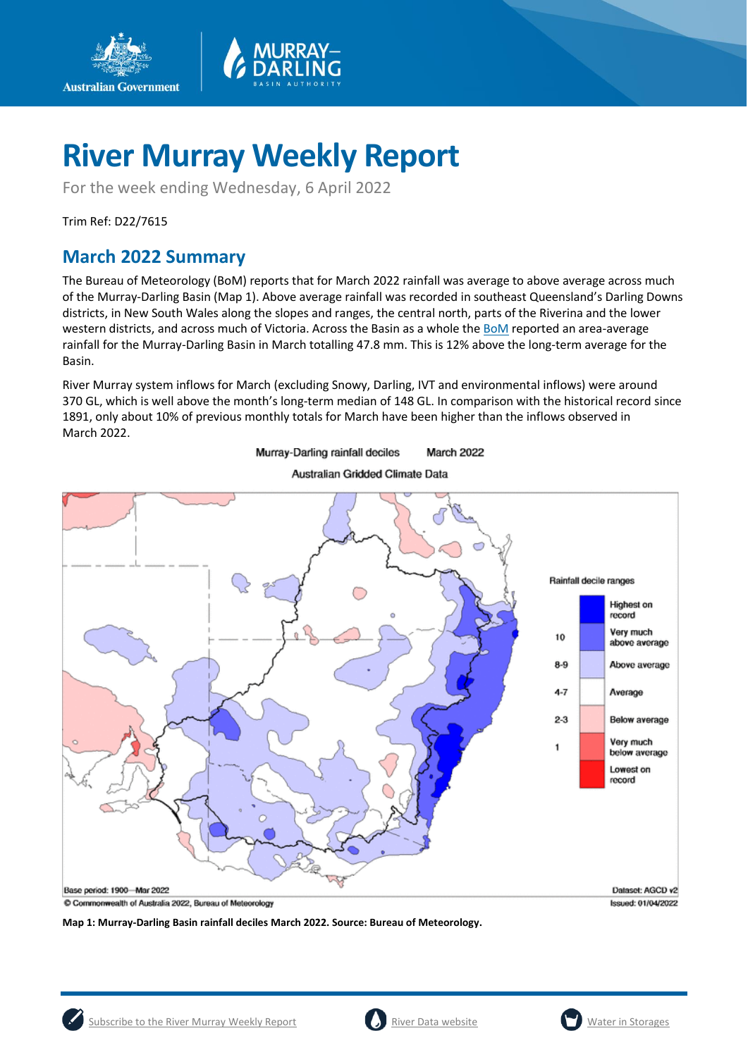# River Murray Weekly Report

For the week ending Wednesday, 6 April 2022

Trim Ref: D22/7615

## March 2022 Summary

The Bureau of Meteorology (BoM) reports that for March 2022 rainfall was average to above average across much of the Murray-Darling Basin (Map 1). Above average rainfall was recorded in southeast Queensland's Darling Downs districts, in New South Wales along the slopes and ranges, the central north, parts of the Riverina and the lower western districts, and across much of Victoria. Across the Basin as a whole the BoM reported an area-average rainfall for the Murray-Darling Basin in March totalling 47.8 mm. This is 12% above the long-term average for the Basin.

River Murray system inflows for March (excluding Snowy, Darling, IVT and environmental inflows) were around 370 GL, which is well above the month's long-term median of 148 GL. In comparison with the historical record since 1891, only about 10% of previous monthly totals for March have been higher than the inflows observed in March 2022.

**Map 1: Murray-Darling Basin rainfall deciles March 2022. Source: Bureau of Meteorology.**

Subscribe to the River Murray Weekly Report | River Data website | Water in Storages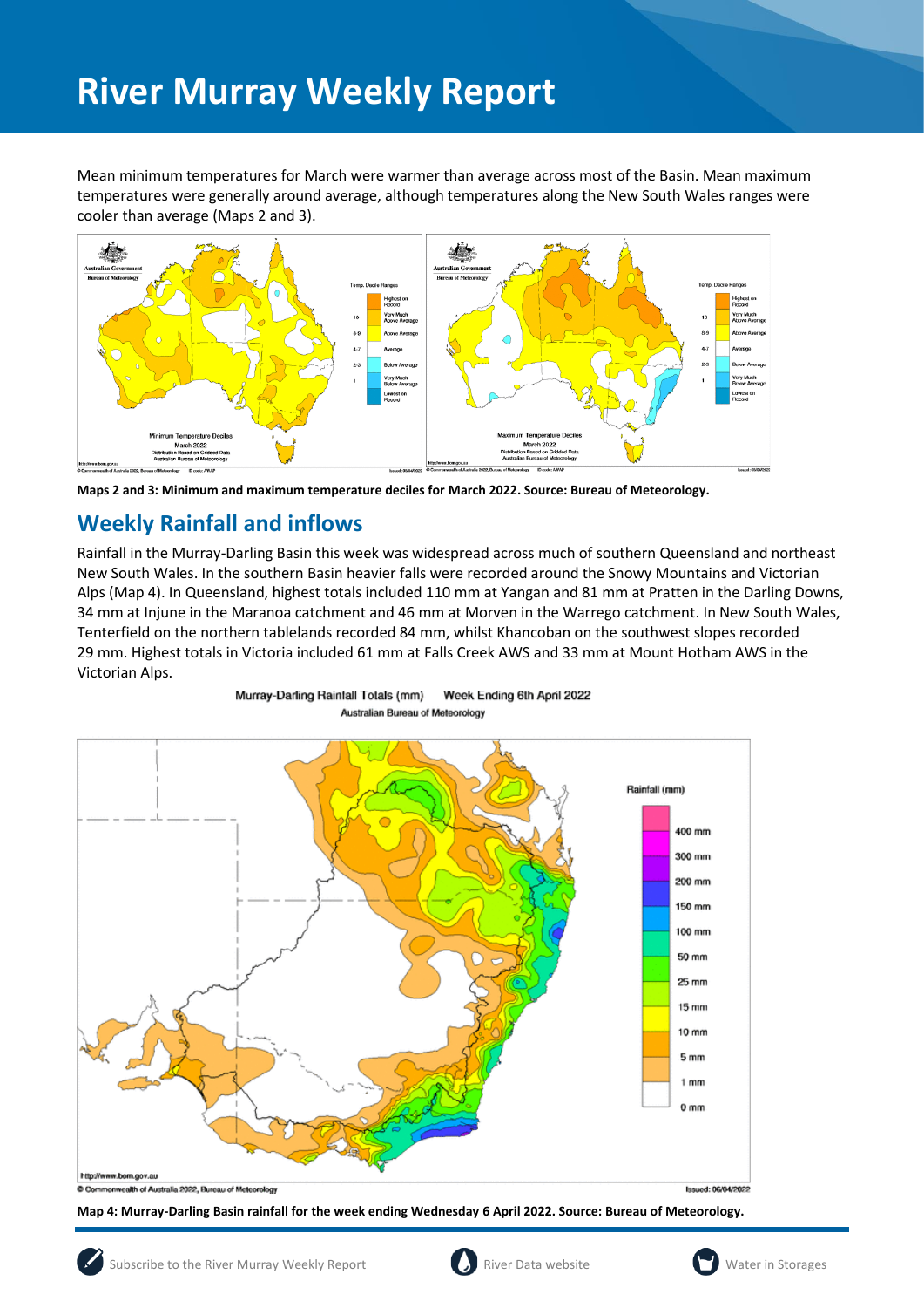# River Murray Weekly Report

Mean minimum temperatures for March were warmer than average across most of the Basin. Mean maximum temperatures were generally around average, although temperatures along the New South Wales ranges were cooler than average (Maps 2 and 3).

**Maps 2 and 3: Minimum and maximum temperature deciles for March 2022. Source: Bureau of Meteorology.**

## Weekly Rainfall and inflows

Rainfall in the Murray-Darling Basin this week was widespread across much of southern Queensland and northeast New South Wales. In the southern Basin heavier falls were recorded around the Snowy Mountains and Victorian Alps (Map 4). In Queensland, highest totals included 110 mm at Yangan and 81 mm at Pratten in the Darling Downs, 34 mm at Injune in the Maranoa catchment and 46 mm at Morven in the Warrego catchment. In New South Wales, Tenterfield on the northern tablelands recorded 84 mm, whilst Khancoban on the southwest slopes recorded 29 mm. Highest totals in Victoria included 61 mm at Falls Creek AWS and 33 mm at Mount Hotham AWS in the Victorian Alps.

**Map 4: Murray-Darling Basin rainfall for the week ending Wednesday 6 April 2022. Source: Bureau of Meteorology.**

Subscribe to the River Murray Weekly Report | River Data website | Water in Storages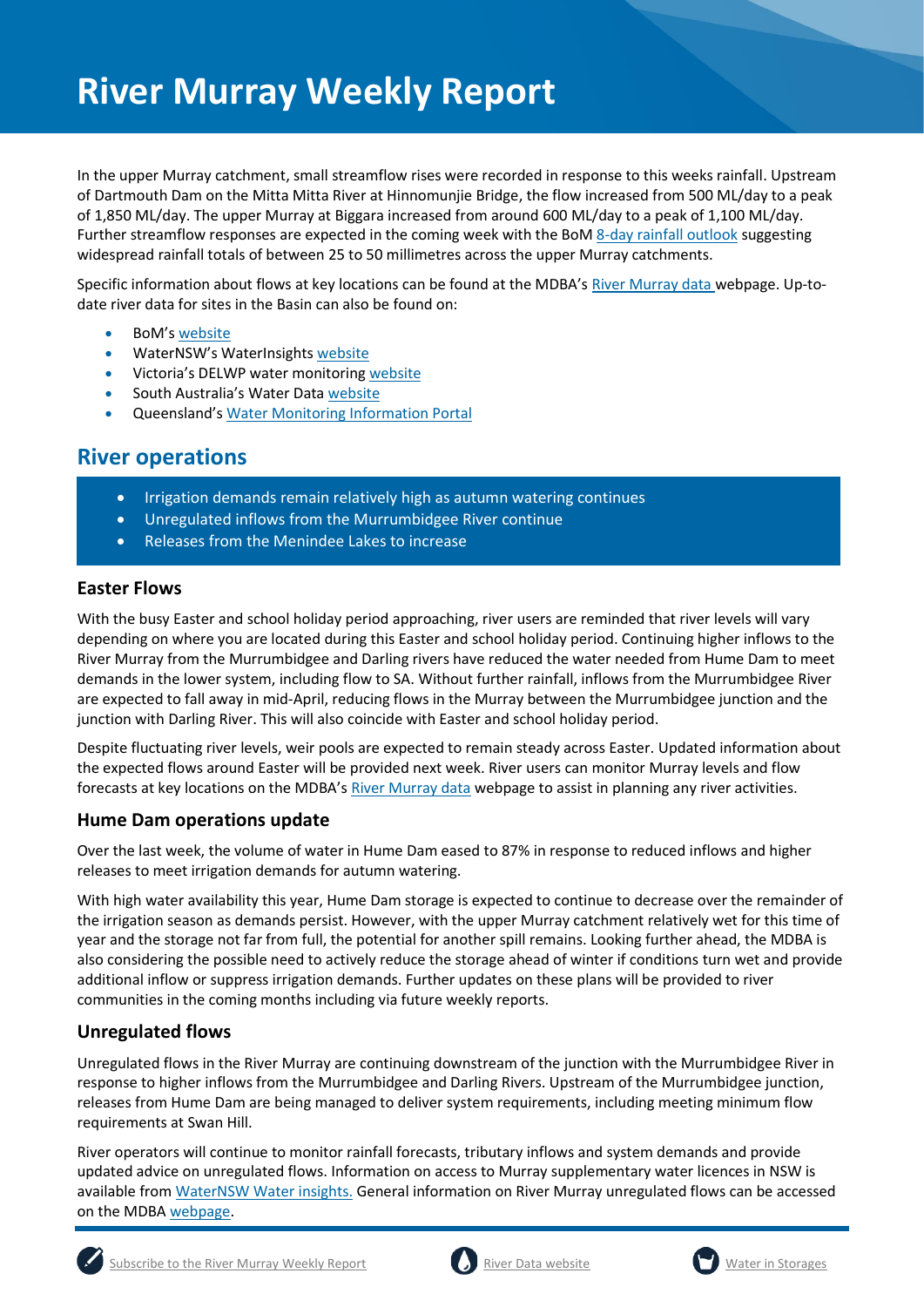# River Murray Weekly Report

In the upper Murray catchment, small streamflow rises were recorded in response to this weeks rainfall. Upstream of Dartmouth Dam on the Mitta Mitta River at Hinnomunjie Bridge, the flow increased from 500 ML/day to a peak of 1,850 ML/day. The upper Murray at Biggara increased from around 600 ML/day to a peak of 1,100 ML/day. Further streamflow responses are expected in the coming week with the BoM 8-day rainfall outlook suggesting widespread rainfall totals of between 25 to 50 millimetres across the upper Murray catchments.

Specific information about flows at key locations can be found at the MDBA's River Murray data webpage. Up-to-date river data for sites in the Basin can also be found on:

- BoM's website
- WaterNSW's WaterInsights website
- Victoria's DELWP water monitoring website
- South Australia's Water Data website
- Queensland's Water Monitoring Information Portal

## River operations

- Irrigation demands remain relatively high as autumn watering continues
- Unregulated inflows from the Murrumbidgee River continue
- Releases from the Menindee Lakes to increase

### Easter Flows

With the busy Easter and school holiday period approaching, river users are reminded that river levels will vary depending on where you are located during this Easter and school holiday period. Continuing higher inflows to the River Murray from the Murrumbidgee and Darling rivers have reduced the water needed from Hume Dam to meet demands in the lower system, including flow to SA. Without further rainfall, inflows from the Murrumbidgee River are expected to fall away in mid-April, reducing flows in the Murray between the Murrumbidgee junction and the junction with Darling River. This will also coincide with Easter and school holiday period.

Despite fluctuating river levels, weir pools are expected to remain steady across Easter. Updated information about the expected flows around Easter will be provided next week. River users can monitor Murray levels and flow forecasts at key locations on the MDBA's River Murray data webpage to assist in planning any river activities.

### Hume Dam operations update

Over the last week, the volume of water in Hume Dam eased to 87% in response to reduced inflows and higher releases to meet irrigation demands for autumn watering.

With high water availability this year, Hume Dam storage is expected to continue to decrease over the remainder of the irrigation season as demands persist. However, with the upper Murray catchment relatively wet for this time of year and the storage not far from full, the potential for another spill remains. Looking further ahead, the MDBA is also considering the possible need to actively reduce the storage ahead of winter if conditions turn wet and provide additional inflow or suppress irrigation demands. Further updates on these plans will be provided to river communities in the coming months including via future weekly reports.

### Unregulated flows

Unregulated flows in the River Murray are continuing downstream of the junction with the Murrumbidgee River in response to higher inflows from the Murrumbidgee and Darling Rivers. Upstream of the Murrumbidgee junction, releases from Hume Dam are being managed to deliver system requirements, including meeting minimum flow requirements at Swan Hill.

River operators will continue to monitor rainfall forecasts, tributary inflows and system demands and provide updated advice on unregulated flows. Information on access to Murray supplementary water licences in NSW is available from WaterNSW Water insights. General information on River Murray unregulated flows can be accessed on the MDBA webpage.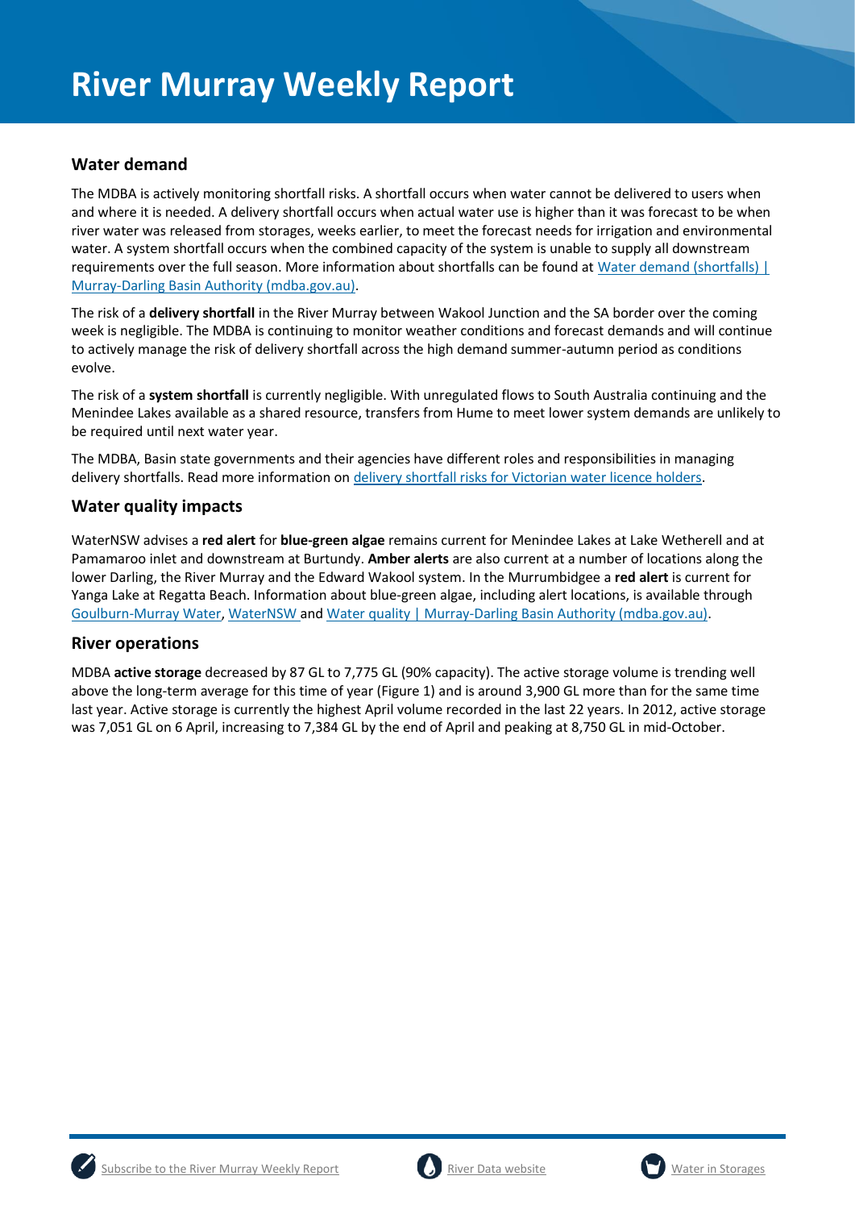## Water demand

The MDBA is actively monitoring shortfall risks. A shortfall occurs when water cannot be delivered to users when and where it is needed. A delivery shortfall occurs when actual water use is higher than it was forecast to be when river water was released from storages, weeks earlier, to meet the forecast needs for irrigation and environmental water. A system shortfall occurs when the combined capacity of the system is unable to supply all downstream requirements over the full season. More information about shortfalls can be found at [Water demand (shortfalls) | Murray-Darling Basin Authority (mdba.gov.au)](https://www.mdba.gov.au).

The risk of a **delivery shortfall** in the River Murray between Wakool Junction and the SA border over the coming week is negligible. The MDBA is continuing to monitor weather conditions and forecast demands and will continue to actively manage the risk of delivery shortfall across the high demand summer-autumn period as conditions evolve.

The risk of a **system shortfall** is currently negligible. With unregulated flows to South Australia continuing and the Menindee Lakes available as a shared resource, transfers from Hume to meet lower system demands are unlikely to be required until next water year.

The MDBA, Basin state governments and their agencies have different roles and responsibilities in managing delivery shortfalls. Read more information on delivery shortfall risks for Victorian water licence holders.

## Water quality impacts

WaterNSW advises a **red alert** for **blue-green algae** remains current for Menindee Lakes at Lake Wetherell and at Pamamaroo inlet and downstream at Burtundy. **Amber alerts** are also current at a number of locations along the lower Darling, the River Murray and the Edward Wakool system. In the Murrumbidgee a **red alert** is current for Yanga Lake at Regatta Beach. Information about blue-green algae, including alert locations, is available through Goulburn-Murray Water, WaterNSW and Water quality | Murray-Darling Basin Authority (mdba.gov.au).

## River operations

MDBA **active storage** decreased by 87 GL to 7,775 GL (90% capacity). The active storage volume is trending well above the long-term average for this time of year (Figure 1) and is around 3,900 GL more than for the same time last year. Active storage is currently the highest April volume recorded in the last 22 years. In 2012, active storage was 7,051 GL on 6 April, increasing to 7,384 GL by the end of April and peaking at 8,750 GL in mid-October.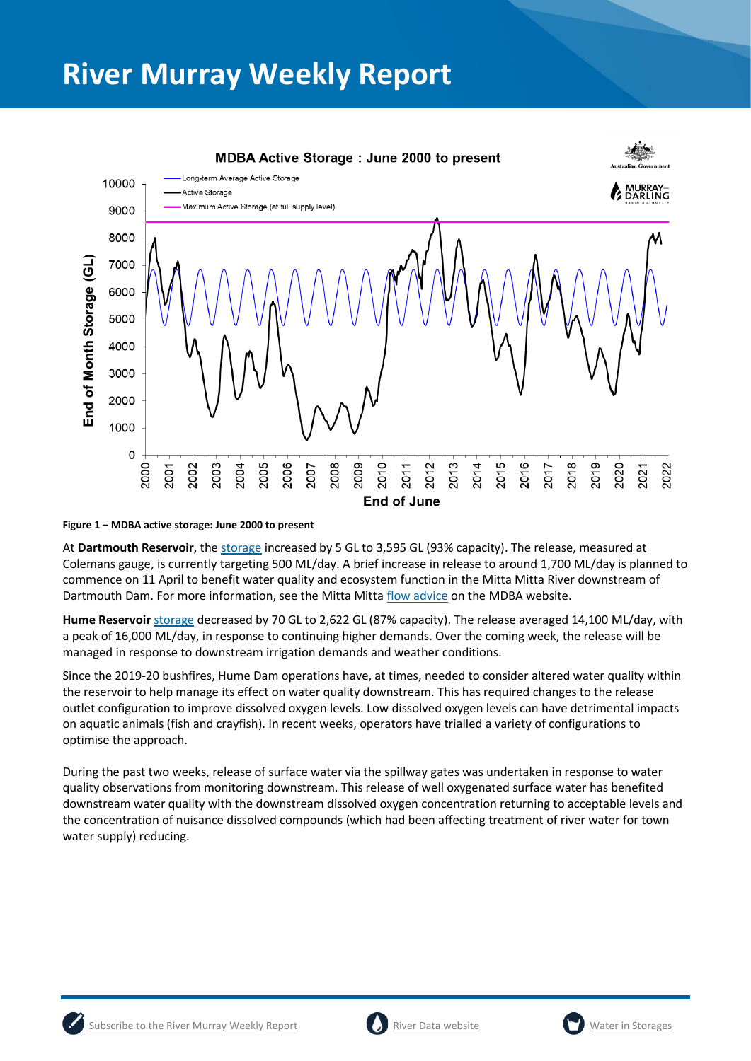# River Murray Weekly Report

**Figure 1 – MDBA active storage: June 2000 to present**

At **Dartmouth Reservoir**, the storage increased by 5 GL to 3,595 GL (93% capacity). The release, measured at Colemans gauge, is currently targeting 500 ML/day. A brief increase in release to around 1,700 ML/day is planned to commence on 11 April to benefit water quality and ecosystem function in the Mitta Mitta River downstream of Dartmouth Dam. For more information, see the Mitta Mitta flow advice on the MDBA website.

**Hume Reservoir** storage decreased by 70 GL to 2,622 GL (87% capacity). The release averaged 14,100 ML/day, with a peak of 16,000 ML/day, in response to continuing higher demands. Over the coming week, the release will be managed in response to downstream irrigation demands and weather conditions.

Since the 2019-20 bushfires, Hume Dam operations have, at times, needed to consider altered water quality within the reservoir to help manage its effect on water quality downstream. This has required changes to the release outlet configuration to improve dissolved oxygen levels. Low dissolved oxygen levels can have detrimental impacts on aquatic animals (fish and crayfish). In recent weeks, operators have trialled a variety of configurations to optimise the approach.

During the past two weeks, release of surface water via the spillway gates was undertaken in response to water quality observations from monitoring downstream. This release of well oxygenated surface water has benefited downstream water quality with the downstream dissolved oxygen concentration returning to acceptable levels and the concentration of nuisance dissolved compounds (which had been affecting treatment of river water for town water supply) reducing.

Subscribe to the River Murray Weekly Report | River Data website | Water in Storages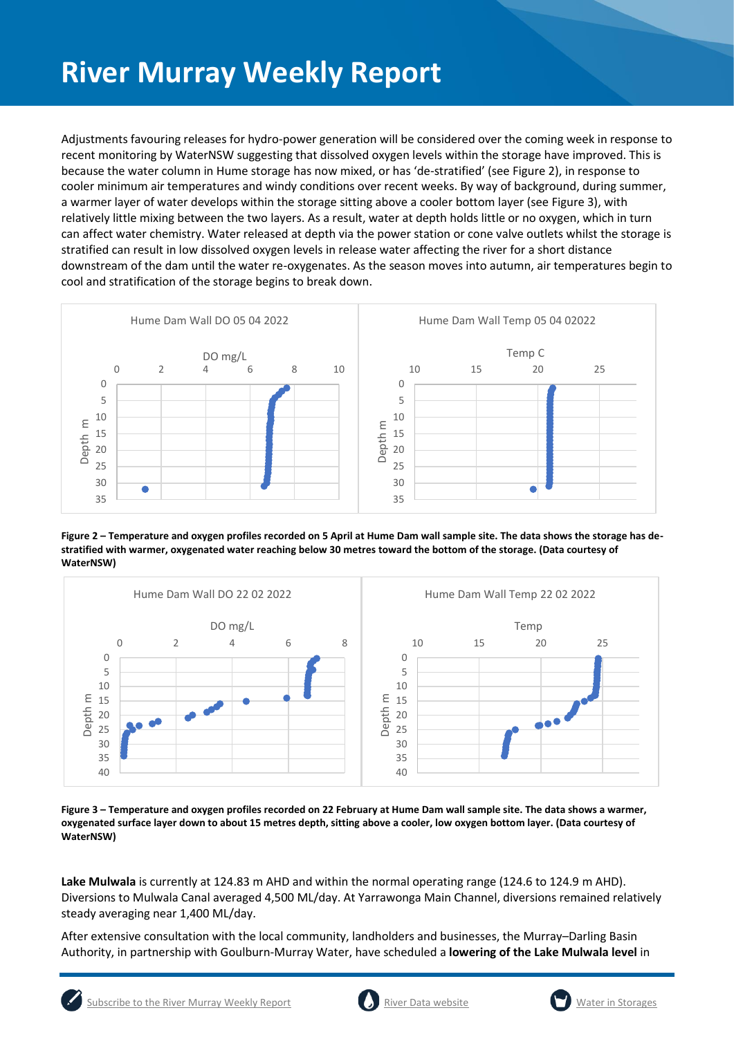# River Murray Weekly Report

Adjustments favouring releases for hydro-power generation will be considered over the coming week in response to recent monitoring by WaterNSW suggesting that dissolved oxygen levels within the storage have improved. This is because the water column in Hume storage has now mixed, or has 'de-stratified' (see Figure 2), in response to cooler minimum air temperatures and windy conditions over recent weeks. By way of background, during summer, a warmer layer of water develops within the storage sitting above a cooler bottom layer (see Figure 3), with relatively little mixing between the two layers. As a result, water at depth holds little or no oxygen, which in turn can affect water chemistry. Water released at depth via the power station or cone valve outlets whilst the storage is stratified can result in low dissolved oxygen levels in release water affecting the river for a short distance downstream of the dam until the water re-oxygenates. As the season moves into autumn, air temperatures begin to cool and stratification of the storage begins to break down.

**Figure 2 – Temperature and oxygen profiles recorded on 5 April at Hume Dam wall sample site. The data shows the storage has de-stratified with warmer, oxygenated water reaching below 30 metres toward the bottom of the storage. (Data courtesy of WaterNSW)**

**Figure 3 – Temperature and oxygen profiles recorded on 22 February at Hume Dam wall sample site. The data shows a warmer, oxygenated surface layer down to about 15 metres depth, sitting above a cooler, low oxygen bottom layer. (Data courtesy of WaterNSW)**

**Lake Mulwala** is currently at 124.83 m AHD and within the normal operating range (124.6 to 124.9 m AHD). Diversions to Mulwala Canal averaged 4,500 ML/day. At Yarrawonga Main Channel, diversions remained relatively steady averaging near 1,400 ML/day.

After extensive consultation with the local community, landholders and businesses, the Murray–Darling Basin Authority, in partnership with Goulburn-Murray Water, have scheduled a **lowering of the Lake Mulwala level** in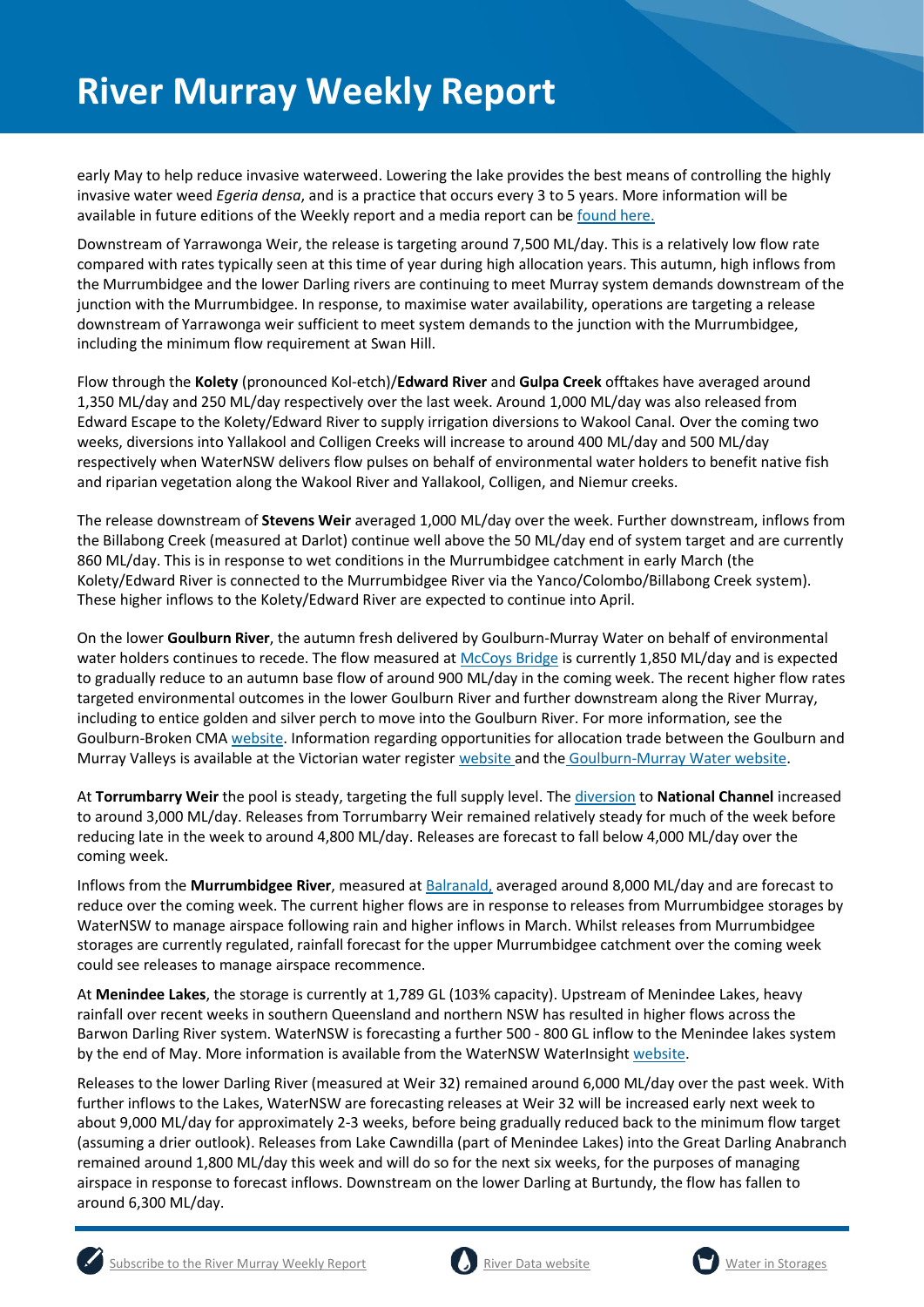early May to help reduce invasive waterweed. Lowering the lake provides the best means of controlling the highly invasive water weed *Egeria densa*, and is a practice that occurs every 3 to 5 years. More information will be available in future editions of the Weekly report and a media report can be found here.

Downstream of Yarrawonga Weir, the release is targeting around 7,500 ML/day. This is a relatively low flow rate compared with rates typically seen at this time of year during high allocation years. This autumn, high inflows from the Murrumbidgee and the lower Darling rivers are continuing to meet Murray system demands downstream of the junction with the Murrumbidgee. In response, to maximise water availability, operations are targeting a release downstream of Yarrawonga weir sufficient to meet system demands to the junction with the Murrumbidgee, including the minimum flow requirement at Swan Hill.

Flow through the **Kolety** (pronounced Kol-etch)/**Edward River** and **Gulpa Creek** offtakes have averaged around 1,350 ML/day and 250 ML/day respectively over the last week. Around 1,000 ML/day was also released from Edward Escape to the Kolety/Edward River to supply irrigation diversions to Wakool Canal. Over the coming two weeks, diversions into Yallakool and Colligen Creeks will increase to around 400 ML/day and 500 ML/day respectively when WaterNSW delivers flow pulses on behalf of environmental water holders to benefit native fish and riparian vegetation along the Wakool River and Yallakool, Colligen, and Niemur creeks.

The release downstream of **Stevens Weir** averaged 1,000 ML/day over the week. Further downstream, inflows from the Billabong Creek (measured at Darlot) continue well above the 50 ML/day end of system target and are currently 860 ML/day. This is in response to wet conditions in the Murrumbidgee catchment in early March (the Kolety/Edward River is connected to the Murrumbidgee River via the Yanco/Colombo/Billabong Creek system). These higher inflows to the Kolety/Edward River are expected to continue into April.

On the lower **Goulburn River**, the autumn fresh delivered by Goulburn-Murray Water on behalf of environmental water holders continues to recede. The flow measured at McCoys Bridge is currently 1,850 ML/day and is expected to gradually reduce to an autumn base flow of around 900 ML/day in the coming week. The recent higher flow rates targeted environmental outcomes in the lower Goulburn River and further downstream along the River Murray, including to entice golden and silver perch to move into the Goulburn River. For more information, see the Goulburn-Broken CMA website. Information regarding opportunities for allocation trade between the Goulburn and Murray Valleys is available at the Victorian water register website and the Goulburn-Murray Water website.

At **Torrumbarry Weir** the pool is steady, targeting the full supply level. The diversion to **National Channel** increased to around 3,000 ML/day. Releases from Torrumbarry Weir remained relatively steady for much of the week before reducing late in the week to around 4,800 ML/day. Releases are forecast to fall below 4,000 ML/day over the coming week.

Inflows from the **Murrumbidgee River**, measured at Balranald, averaged around 8,000 ML/day and are forecast to reduce over the coming week. The current higher flows are in response to releases from Murrumbidgee storages by WaterNSW to manage airspace following rain and higher inflows in March. Whilst releases from Murrumbidgee storages are currently regulated, rainfall forecast for the upper Murrumbidgee catchment over the coming week could see releases to manage airspace recommence.

At **Menindee Lakes**, the storage is currently at 1,789 GL (103% capacity). Upstream of Menindee Lakes, heavy rainfall over recent weeks in southern Queensland and northern NSW has resulted in higher flows across the Barwon Darling River system. WaterNSW is forecasting a further 500 - 800 GL inflow to the Menindee lakes system by the end of May. More information is available from the WaterNSW WaterInsight website.

Releases to the lower Darling River (measured at Weir 32) remained around 6,000 ML/day over the past week. With further inflows to the Lakes, WaterNSW are forecasting releases at Weir 32 will be increased early next week to about 9,000 ML/day for approximately 2-3 weeks, before being gradually reduced back to the minimum flow target (assuming a drier outlook). Releases from Lake Cawndilla (part of Menindee Lakes) into the Great Darling Anabranch remained around 1,800 ML/day this week and will do so for the next six weeks, for the purposes of managing airspace in response to forecast inflows. Downstream on the lower Darling at Burtundy, the flow has fallen to around 6,300 ML/day.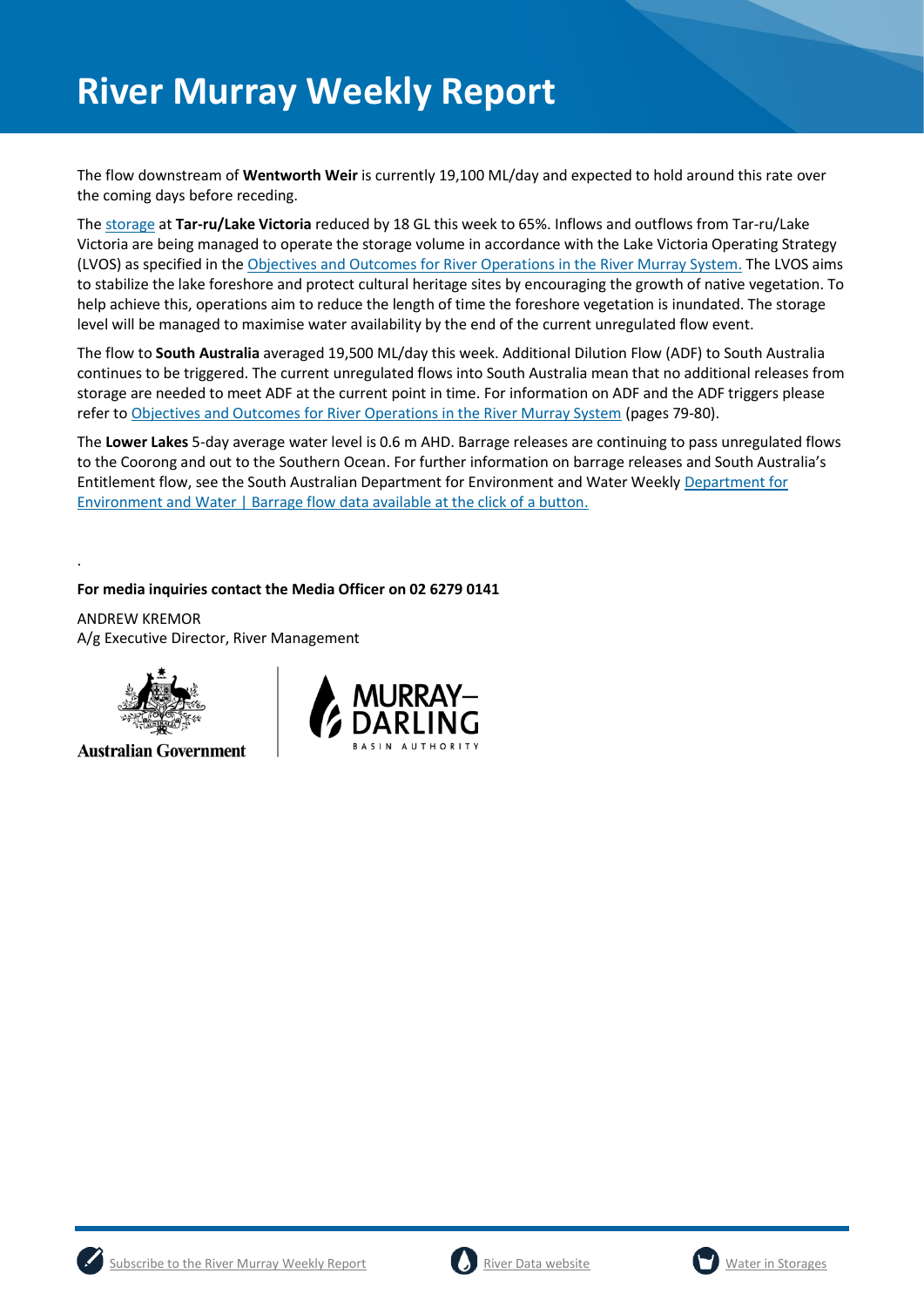# River Murray Weekly Report

The flow downstream of **Wentworth Weir** is currently 19,100 ML/day and expected to hold around this rate over the coming days before receding.

The storage at **Tar-ru/Lake Victoria** reduced by 18 GL this week to 65%. Inflows and outflows from Tar-ru/Lake Victoria are being managed to operate the storage volume in accordance with the Lake Victoria Operating Strategy (LVOS) as specified in the Objectives and Outcomes for River Operations in the River Murray System. The LVOS aims to stabilize the lake foreshore and protect cultural heritage sites by encouraging the growth of native vegetation. To help achieve this, operations aim to reduce the length of time the foreshore vegetation is inundated. The storage level will be managed to maximise water availability by the end of the current unregulated flow event.

The flow to **South Australia** averaged 19,500 ML/day this week. Additional Dilution Flow (ADF) to South Australia continues to be triggered. The current unregulated flows into South Australia mean that no additional releases from storage are needed to meet ADF at the current point in time. For information on ADF and the ADF triggers please refer to Objectives and Outcomes for River Operations in the River Murray System (pages 79-80).

The **Lower Lakes** 5-day average water level is 0.6 m AHD. Barrage releases are continuing to pass unregulated flows to the Coorong and out to the Southern Ocean. For further information on barrage releases and South Australia's Entitlement flow, see the South Australian Department for Environment and Water Weekly Department for Environment and Water | Barrage flow data available at the click of a button.

.

**For media inquiries contact the Media Officer on 02 6279 0141**

ANDREW KREMOR
A/g Executive Director, River Management

Australian Government

MURRAY–DARLING BASIN AUTHORITY

Subscribe to the River Murray Weekly Report | River Data website | Water in Storages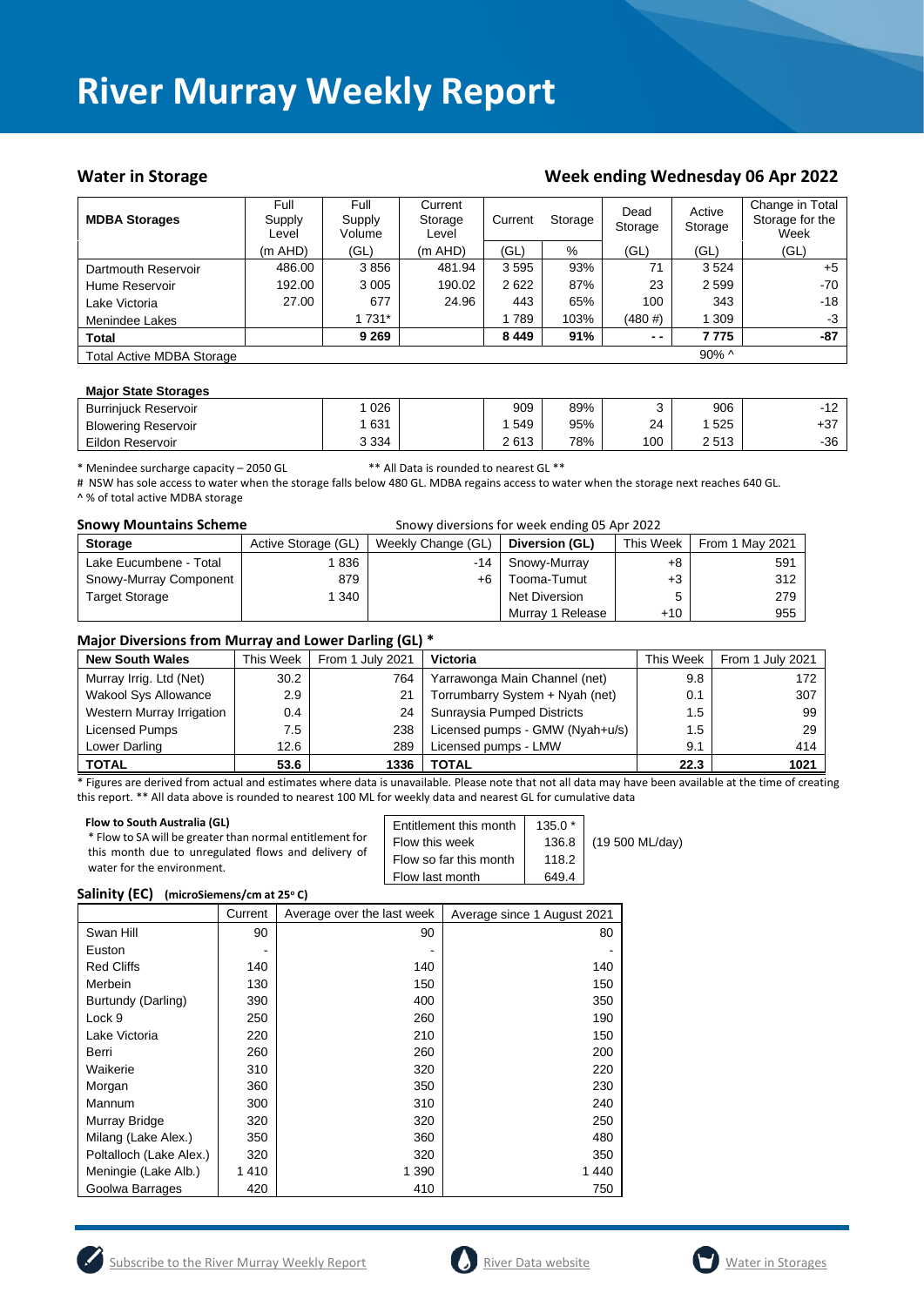# River Murray Weekly Report

## Water in Storage

## Week ending Wednesday 06 Apr 2022

| MDBA Storages | Full Supply Level | Full Supply Volume | Current Storage Level | Current | Storage | Dead Storage | Active Storage | Change in Total Storage for the Week |
|---|---|---|---|---|---|---|---|---|
| | (m AHD) | (GL) | (m AHD) | (GL) | % | (GL) | (GL) | (GL) |
| Dartmouth Reservoir | 486.00 | 3 856 | 481.94 | 3 595 | 93% | 71 | 3 524 | +5 |
| Hume Reservoir | 192.00 | 3 005 | 190.02 | 2 622 | 87% | 23 | 2 599 | -70 |
| Lake Victoria | 27.00 | 677 | 24.96 | 443 | 65% | 100 | 343 | -18 |
| Menindee Lakes | | 1 731* | | 1 789 | 103% | (480 #) | 1 309 | -3 |
| **Total** | | **9 269** | | **8 449** | **91%** | **- -** | **7 775** | **-87** |
| Total Active MDBA Storage | | | | | | | 90% ^ | |

**Major State Storages**

| | | | | | | | |
|---|---|---|---|---|---|---|---|
| Burrinjuck Reservoir | 1 026 | | 909 | 89% | 3 | 906 | -12 |
| Blowering Reservoir | 1 631 | | 1 549 | 95% | 24 | 1 525 | +37 |
| Eildon Reservoir | 3 334 | | 2 613 | 78% | 100 | 2 513 | -36 |

\* Menindee surcharge capacity – 2050 GL ** All Data is rounded to nearest GL **

# NSW has sole access to water when the storage falls below 480 GL. MDBA regains access to water when the storage next reaches 640 GL.

^ % of total active MDBA storage

### Snowy Mountains Scheme

Snowy diversions for week ending 05 Apr 2022

| Storage | Active Storage (GL) | Weekly Change (GL) | Diversion (GL) | This Week | From 1 May 2021 |
|---|---|---|---|---|---|
| Lake Eucumbene - Total | 1 836 | -14 | Snowy-Murray | +8 | 591 |
| Snowy-Murray Component | 879 | +6 | Tooma-Tumut | +3 | 312 |
| Target Storage | 1 340 | | Net Diversion | 5 | 279 |
| | | | Murray 1 Release | +10 | 955 |

### Major Diversions from Murray and Lower Darling (GL) *

| New South Wales | This Week | From 1 July 2021 | Victoria | This Week | From 1 July 2021 |
|---|---|---|---|---|---|
| Murray Irrig. Ltd (Net) | 30.2 | 764 | Yarrawonga Main Channel (net) | 9.8 | 172 |
| Wakool Sys Allowance | 2.9 | 21 | Torrumbarry System + Nyah (net) | 0.1 | 307 |
| Western Murray Irrigation | 0.4 | 24 | Sunraysia Pumped Districts | 1.5 | 99 |
| Licensed Pumps | 7.5 | 238 | Licensed pumps - GMW (Nyah+u/s) | 1.5 | 29 |
| Lower Darling | 12.6 | 289 | Licensed pumps - LMW | 9.1 | 414 |
| **TOTAL** | **53.6** | **1336** | **TOTAL** | **22.3** | **1021** |

\* Figures are derived from actual and estimates where data is unavailable. Please note that not all data may have been available at the time of creating this report. ** All data above is rounded to nearest 100 ML for weekly data and nearest GL for cumulative data

**Flow to South Australia (GL)**

\* Flow to SA will be greater than normal entitlement for this month due to unregulated flows and delivery of water for the environment.

| | | |
|---|---|---|
| Entitlement this month | 135.0 * | |
| Flow this week | 136.8 | (19 500 ML/day) |
| Flow so far this month | 118.2 | |
| Flow last month | 649.4 | |

### Salinity (EC) (microSiemens/cm at 25° C)

| | Current | Average over the last week | Average since 1 August 2021 |
|---|---|---|---|
| Swan Hill | 90 | 90 | 80 |
| Euston | - | - | - |
| Red Cliffs | 140 | 140 | 140 |
| Merbein | 130 | 150 | 150 |
| Burtundy (Darling) | 390 | 400 | 350 |
| Lock 9 | 250 | 260 | 190 |
| Lake Victoria | 220 | 210 | 150 |
| Berri | 260 | 260 | 200 |
| Waikerie | 310 | 320 | 220 |
| Morgan | 360 | 350 | 230 |
| Mannum | 300 | 310 | 240 |
| Murray Bridge | 320 | 320 | 250 |
| Milang (Lake Alex.) | 350 | 360 | 480 |
| Poltalloch (Lake Alex.) | 320 | 320 | 350 |
| Meningie (Lake Alb.) | 1 410 | 1 390 | 1 440 |
| Goolwa Barrages | 420 | 410 | 750 |

Subscribe to the River Murray Weekly Report | River Data website | Water in Storages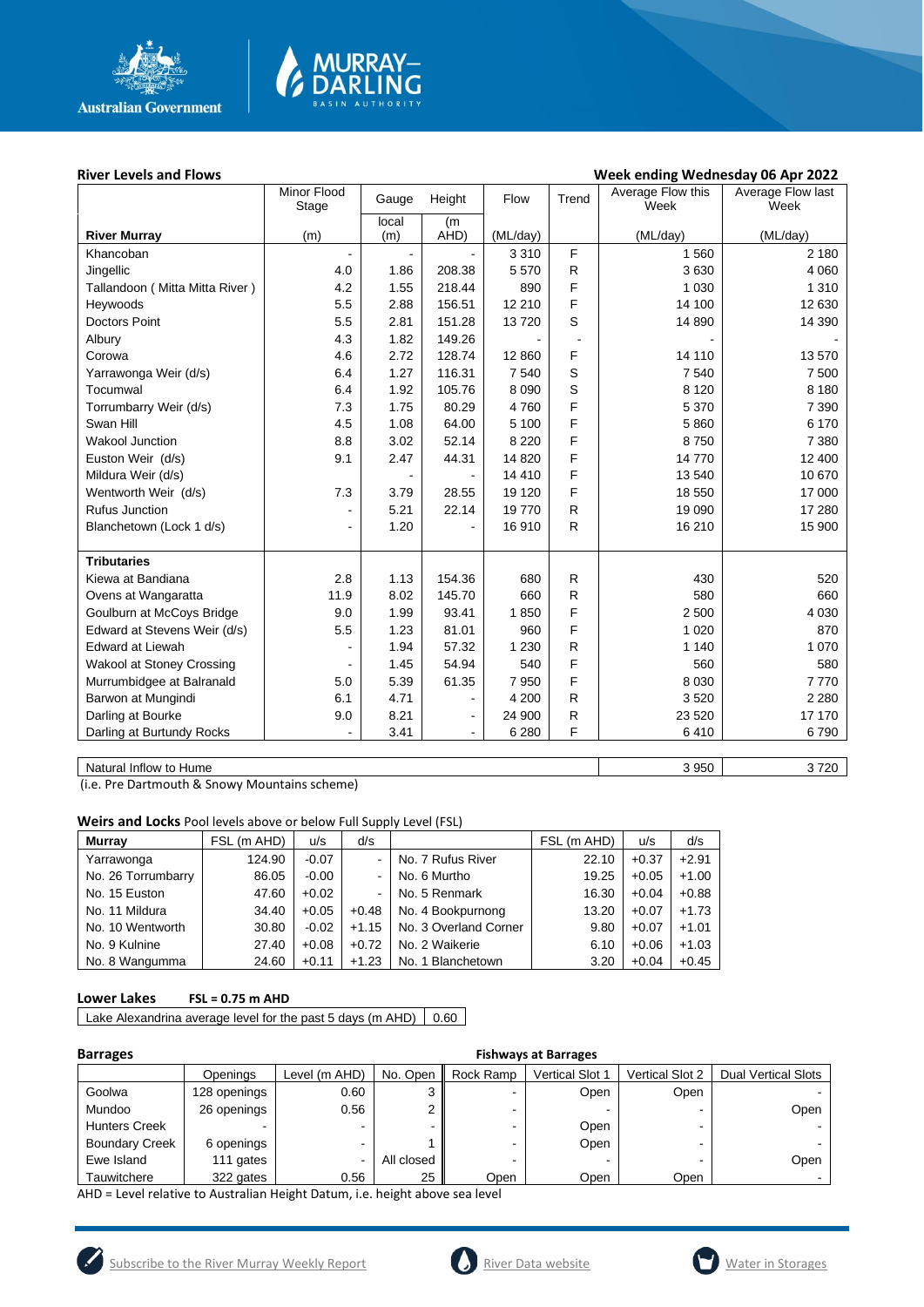**River Levels and Flows** **Week ending Wednesday 06 Apr 2022**

| River Murray | Minor Flood Stage (m) | Gauge local (m) | Height (m AHD) | Flow (ML/day) | Trend | Average Flow this Week (ML/day) | Average Flow last Week (ML/day) |
|---|---|---|---|---|---|---|---|
| Khancoban | - | - | - | 3 310 | F | 1 560 | 2 180 |
| Jingellic | 4.0 | 1.86 | 208.38 | 5 570 | R | 3 630 | 4 060 |
| Tallandoon ( Mitta Mitta River ) | 4.2 | 1.55 | 218.44 | 890 | F | 1 030 | 1 310 |
| Heywoods | 5.5 | 2.88 | 156.51 | 12 210 | F | 14 100 | 12 630 |
| Doctors Point | 5.5 | 2.81 | 151.28 | 13 720 | S | 14 890 | 14 390 |
| Albury | 4.3 | 1.82 | 149.26 | - | - | - | - |
| Corowa | 4.6 | 2.72 | 128.74 | 12 860 | F | 14 110 | 13 570 |
| Yarrawonga Weir (d/s) | 6.4 | 1.27 | 116.31 | 7 540 | S | 7 540 | 7 500 |
| Tocumwal | 6.4 | 1.92 | 105.76 | 8 090 | S | 8 120 | 8 180 |
| Torrumbarry Weir (d/s) | 7.3 | 1.75 | 80.29 | 4 760 | F | 5 370 | 7 390 |
| Swan Hill | 4.5 | 1.08 | 64.00 | 5 100 | F | 5 860 | 6 170 |
| Wakool Junction | 8.8 | 3.02 | 52.14 | 8 220 | F | 8 750 | 7 380 |
| Euston Weir (d/s) | 9.1 | 2.47 | 44.31 | 14 820 | F | 14 770 | 12 400 |
| Mildura Weir (d/s) | | - | - | 14 410 | F | 13 540 | 10 670 |
| Wentworth Weir (d/s) | 7.3 | 3.79 | 28.55 | 19 120 | F | 18 550 | 17 000 |
| Rufus Junction | - | 5.21 | 22.14 | 19 770 | R | 19 090 | 17 280 |
| Blanchetown (Lock 1 d/s) | - | 1.20 | - | 16 910 | R | 16 210 | 15 900 |
| **Tributaries** | | | | | | | |
| Kiewa at Bandiana | 2.8 | 1.13 | 154.36 | 680 | R | 430 | 520 |
| Ovens at Wangaratta | 11.9 | 8.02 | 145.70 | 660 | R | 580 | 660 |
| Goulburn at McCoys Bridge | 9.0 | 1.99 | 93.41 | 1 850 | F | 2 500 | 4 030 |
| Edward at Stevens Weir (d/s) | 5.5 | 1.23 | 81.01 | 960 | F | 1 020 | 870 |
| Edward at Liewah | - | 1.94 | 57.32 | 1 230 | R | 1 140 | 1 070 |
| Wakool at Stoney Crossing | - | 1.45 | 54.94 | 540 | F | 560 | 580 |
| Murrumbidgee at Balranald | 5.0 | 5.39 | 61.35 | 7 950 | F | 8 030 | 7 770 |
| Barwon at Mungindi | 6.1 | 4.71 | - | 4 200 | R | 3 520 | 2 280 |
| Darling at Bourke | 9.0 | 8.21 | - | 24 900 | R | 23 520 | 17 170 |
| Darling at Burtundy Rocks | - | 3.41 | - | 6 280 | F | 6 410 | 6 790 |

| Natural Inflow to Hume | 3 950 | 3 720 |
|---|---|---|

(i.e. Pre Dartmouth & Snowy Mountains scheme)

**Weirs and Locks** Pool levels above or below Full Supply Level (FSL)

| Murray | FSL (m AHD) | u/s | d/s | | FSL (m AHD) | u/s | d/s |
|---|---|---|---|---|---|---|---|
| Yarrawonga | 124.90 | -0.07 | - | No. 7 Rufus River | 22.10 | +0.37 | +2.91 |
| No. 26 Torrumbarry | 86.05 | -0.00 | - | No. 6 Murtho | 19.25 | +0.05 | +1.00 |
| No. 15 Euston | 47.60 | +0.02 | - | No. 5 Renmark | 16.30 | +0.04 | +0.88 |
| No. 11 Mildura | 34.40 | +0.05 | +0.48 | No. 4 Bookpurnong | 13.20 | +0.07 | +1.73 |
| No. 10 Wentworth | 30.80 | -0.02 | +1.15 | No. 3 Overland Corner | 9.80 | +0.07 | +1.01 |
| No. 9 Kulnine | 27.40 | +0.08 | +0.72 | No. 2 Waikerie | 6.10 | +0.06 | +1.03 |
| No. 8 Wangumma | 24.60 | +0.11 | +1.23 | No. 1 Blanchetown | 3.20 | +0.04 | +0.45 |

**Lower Lakes** **FSL = 0.75 m AHD**

| Lake Alexandrina average level for the past 5 days (m AHD) | 0.60 |
|---|---|

**Barrages** **Fishways at Barrages**

| | Openings | Level (m AHD) | No. Open | Rock Ramp | Vertical Slot 1 | Vertical Slot 2 | Dual Vertical Slots |
|---|---|---|---|---|---|---|---|
| Goolwa | 128 openings | 0.60 | 3 | - | Open | Open | - |
| Mundoo | 26 openings | 0.56 | 2 | - | - | - | Open |
| Hunters Creek | - | - | - | - | Open | - | - |
| Boundary Creek | 6 openings | - | 1 | - | Open | - | - |
| Ewe Island | 111 gates | - | All closed | - | - | - | Open |
| Tauwitchere | 322 gates | 0.56 | 25 | Open | Open | Open | - |

AHD = Level relative to Australian Height Datum, i.e. height above sea level

Subscribe to the River Murray Weekly Report | River Data website | Water in Storages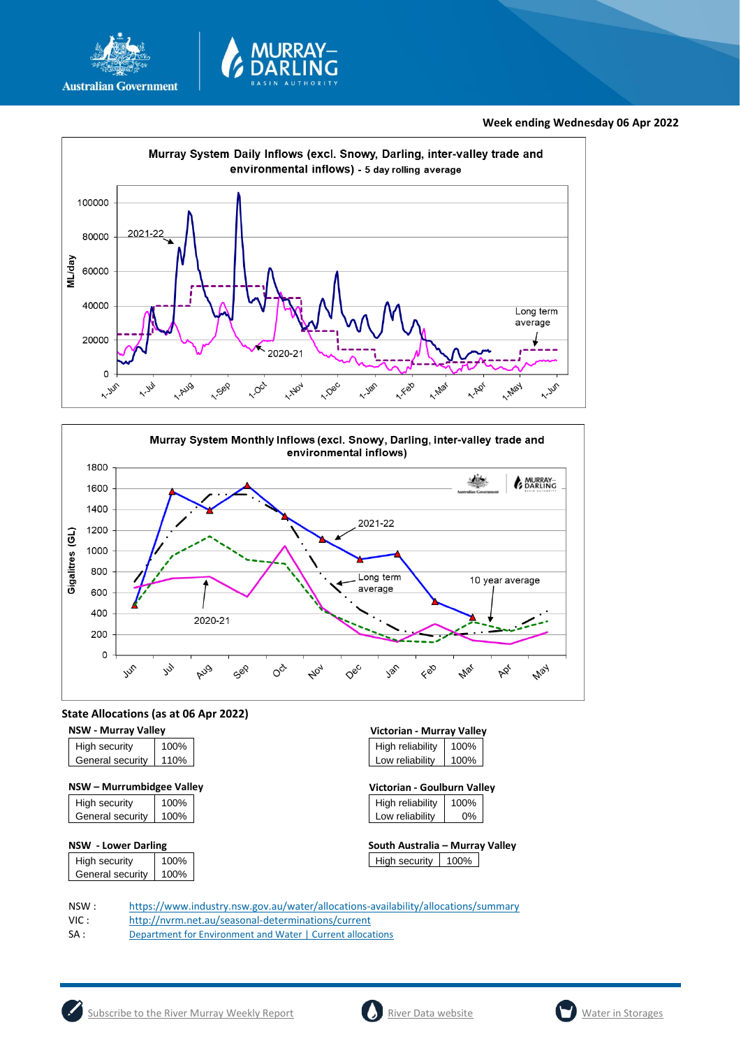Week ending Wednesday 06 Apr 2022

Murray System Daily Inflows (excl. Snowy, Darling, inter-valley trade and environmental inflows) - 5 day rolling average

ML/day

100000
80000
60000
40000
20000
0

2021-22
2020-21
Long term average

1-Jun 1-Jul 1-Aug 1-Sep 1-Oct 1-Nov 1-Dec 1-Jan 1-Feb 1-Mar 1-Apr 1-May 1-Jun

Murray System Monthly Inflows (excl. Snowy, Darling, inter-valley trade and environmental inflows)

Gigalitres (GL)

1800
1600
1400
1200
1000
800
600
400
200
0

2021-22
Long term average
10 year average
2020-21

Jun Jul Aug Sep Oct Nov Dec Jan Feb Mar Apr May

## State Allocations (as at 06 Apr 2022)

**NSW - Murray Valley**

| | |
|---|---|
| High security | 100% |
| General security | 110% |

**NSW – Murrumbidgee Valley**

| | |
|---|---|
| High security | 100% |
| General security | 100% |

**NSW - Lower Darling**

| | |
|---|---|
| High security | 100% |
| General security | 100% |

**Victorian - Murray Valley**

| | |
|---|---|
| High reliability | 100% |
| Low reliability | 100% |

**Victorian - Goulburn Valley**

| | |
|---|---|
| High reliability | 100% |
| Low reliability | 0% |

**South Australia – Murray Valley**

| | |
|---|---|
| High security | 100% |

NSW : https://www.industry.nsw.gov.au/water/allocations-availability/allocations/summary
VIC : http://nvrm.net.au/seasonal-determinations/current
SA : Department for Environment and Water | Current allocations

Subscribe to the River Murray Weekly Report | River Data website | Water in Storages